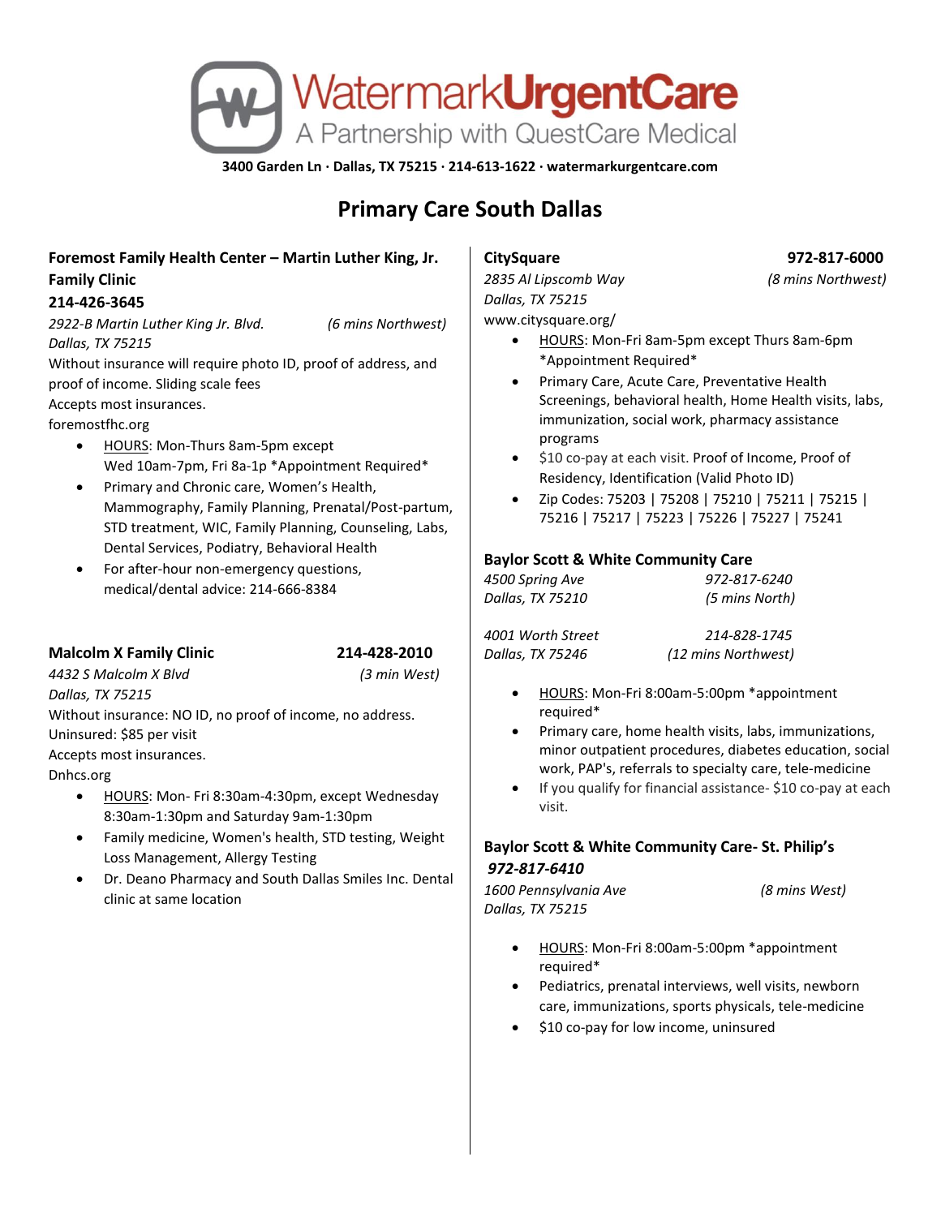# WatermarkUrgentCare

A Partnership with QuestCare Medical

**3400 Garden Ln · Dallas, TX 75215 · 214-613-1622 · watermarkurgentcare.com**

## Primary Care South Dallas

### Foremost Family Health Center – Martin Luther King, Jr. Family Clinic

**214-426-3645**

*2922-B Martin Luther King Jr. Blvd.* *(6 mins Northwest)*
*Dallas, TX 75215*

Without insurance will require photo ID, proof of address, and proof of income. Sliding scale fees

Accepts most insurances.

foremostfhc.org

- HOURS: Mon-Thurs 8am-5pm except Wed 10am-7pm, Fri 8a-1p *Appointment Required*
- Primary and Chronic care, Women's Health, Mammography, Family Planning, Prenatal/Post-partum, STD treatment, WIC, Family Planning, Counseling, Labs, Dental Services, Podiatry, Behavioral Health
- For after-hour non-emergency questions, medical/dental advice: 214-666-8384

### Malcolm X Family Clinic — 214-428-2010

*4432 S Malcolm X Blvd* *(3 min West)*
*Dallas, TX 75215*

Without insurance: NO ID, no proof of income, no address.

Uninsured: $85 per visit

Accepts most insurances.

Dnhcs.org

- HOURS: Mon- Fri 8:30am-4:30pm, except Wednesday 8:30am-1:30pm and Saturday 9am-1:30pm
- Family medicine, Women's health, STD testing, Weight Loss Management, Allergy Testing
- Dr. Deano Pharmacy and South Dallas Smiles Inc. Dental clinic at same location

### CitySquare — 972-817-6000

*2835 Al Lipscomb Way* *(8 mins Northwest)*
*Dallas, TX 75215*

www.citysquare.org/

- HOURS: Mon-Fri 8am-5pm except Thurs 8am-6pm *Appointment Required*
- Primary Care, Acute Care, Preventative Health Screenings, behavioral health, Home Health visits, labs, immunization, social work, pharmacy assistance programs
- $10 co-pay at each visit. Proof of Income, Proof of Residency, Identification (Valid Photo ID)
- Zip Codes: 75203 | 75208 | 75210 | 75211 | 75215 | 75216 | 75217 | 75223 | 75226 | 75227 | 75241

### Baylor Scott & White Community Care

*4500 Spring Ave* — *972-817-6240*
*Dallas, TX 75210* — *(5 mins North)*

*4001 Worth Street* — *214-828-1745*
*Dallas, TX 75246* — *(12 mins Northwest)*

- HOURS: Mon-Fri 8:00am-5:00pm *appointment required*
- Primary care, home health visits, labs, immunizations, minor outpatient procedures, diabetes education, social work, PAP's, referrals to specialty care, tele-medicine
- If you qualify for financial assistance- $10 co-pay at each visit.

### Baylor Scott & White Community Care- St. Philip's

***972-817-6410***

*1600 Pennsylvania Ave* *(8 mins West)*
*Dallas, TX 75215*

- HOURS: Mon-Fri 8:00am-5:00pm *appointment required*
- Pediatrics, prenatal interviews, well visits, newborn care, immunizations, sports physicals, tele-medicine
- $10 co-pay for low income, uninsured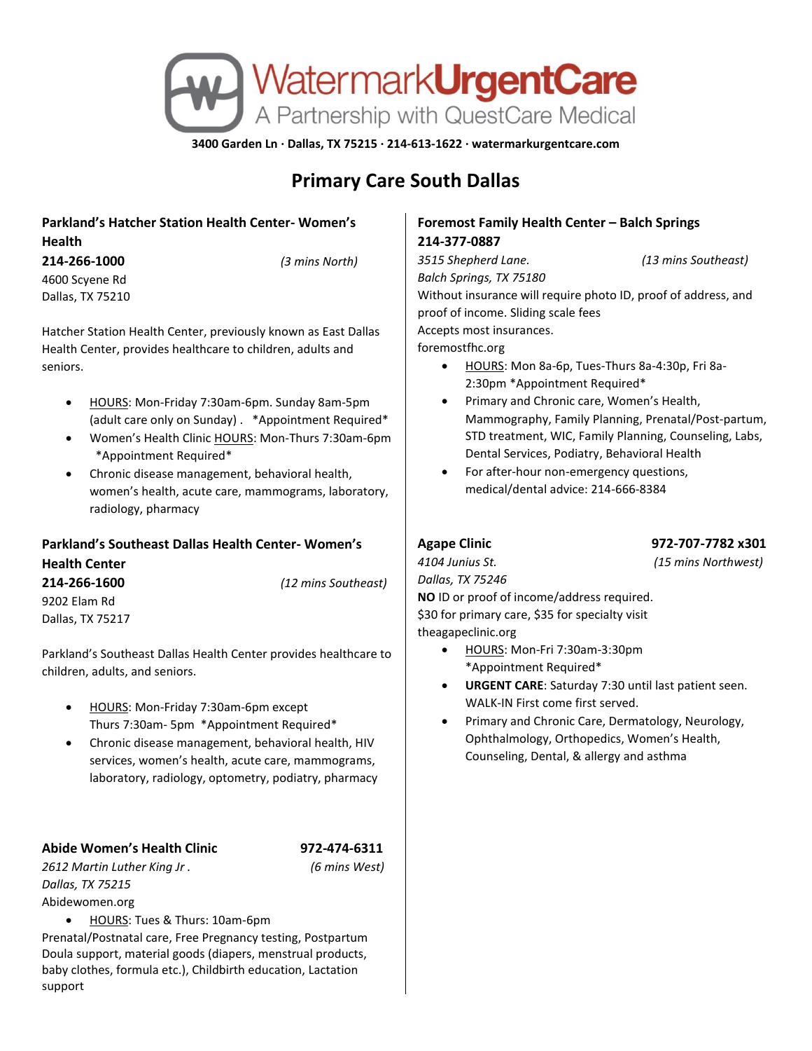# WatermarkUrgentCare

A Partnership with QuestCare Medical

**3400 Garden Ln · Dallas, TX 75215 · 214-613-1622 · watermarkurgentcare.com**

## Primary Care South Dallas

### Parkland's Hatcher Station Health Center- Women's Health

**214-266-1000** *(3 mins North)*

4600 Scyene Rd
Dallas, TX 75210

Hatcher Station Health Center, previously known as East Dallas Health Center, provides healthcare to children, adults and seniors.

- HOURS: Mon-Friday 7:30am-6pm. Sunday 8am-5pm (adult care only on Sunday) . *Appointment Required*
- Women's Health Clinic HOURS: Mon-Thurs 7:30am-6pm *Appointment Required*
- Chronic disease management, behavioral health, women's health, acute care, mammograms, laboratory, radiology, pharmacy

### Parkland's Southeast Dallas Health Center- Women's Health Center

**214-266-1600** *(12 mins Southeast)*

9202 Elam Rd
Dallas, TX 75217

Parkland's Southeast Dallas Health Center provides healthcare to children, adults, and seniors.

- HOURS: Mon-Friday 7:30am-6pm except Thurs 7:30am- 5pm *Appointment Required*
- Chronic disease management, behavioral health, HIV services, women's health, acute care, mammograms, laboratory, radiology, optometry, podiatry, pharmacy

### Abide Women's Health Clinic

**972-474-6311** *(6 mins West)*

*2612 Martin Luther King Jr .*
*Dallas, TX 75215*
Abidewomen.org

- HOURS: Tues & Thurs: 10am-6pm

Prenatal/Postnatal care, Free Pregnancy testing, Postpartum Doula support, material goods (diapers, menstrual products, baby clothes, formula etc.), Childbirth education, Lactation support

### Foremost Family Health Center – Balch Springs

**214-377-0887**

*3515 Shepherd Lane.* *(13 mins Southeast)*
*Balch Springs, TX 75180*

Without insurance will require photo ID, proof of address, and proof of income. Sliding scale fees
Accepts most insurances.
foremostfhc.org

- HOURS: Mon 8a-6p, Tues-Thurs 8a-4:30p, Fri 8a-2:30pm *Appointment Required*
- Primary and Chronic care, Women's Health, Mammography, Family Planning, Prenatal/Post-partum, STD treatment, WIC, Family Planning, Counseling, Labs, Dental Services, Podiatry, Behavioral Health
- For after-hour non-emergency questions, medical/dental advice: 214-666-8384

### Agape Clinic

**972-707-7782 x301**

*4104 Junius St.* *(15 mins Northwest)*
*Dallas, TX 75246*

**NO** ID or proof of income/address required.
$30 for primary care, $35 for specialty visit
theagapeclinic.org

- HOURS: Mon-Fri 7:30am-3:30pm *Appointment Required*
- **URGENT CARE**: Saturday 7:30 until last patient seen. WALK-IN First come first served.
- Primary and Chronic Care, Dermatology, Neurology, Ophthalmology, Orthopedics, Women's Health, Counseling, Dental, & allergy and asthma